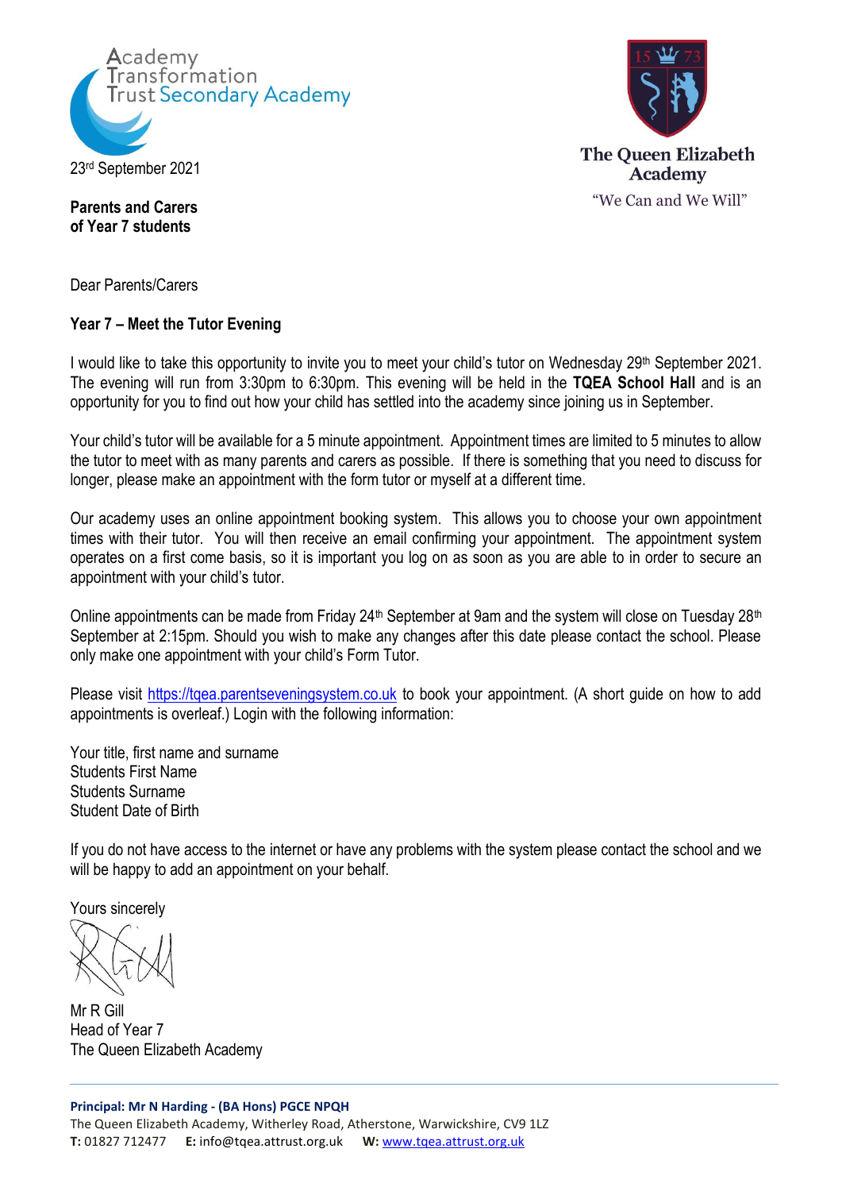Academy Transformation Trust Secondary Academy

The Queen Elizabeth Academy

"We Can and We Will"

23rd September 2021

**Parents and Carers**
**of Year 7 students**

Dear Parents/Carers

**Year 7 – Meet the Tutor Evening**

I would like to take this opportunity to invite you to meet your child's tutor on Wednesday 29th September 2021. The evening will run from 3:30pm to 6:30pm. This evening will be held in the **TQEA School Hall** and is an opportunity for you to find out how your child has settled into the academy since joining us in September.

Your child's tutor will be available for a 5 minute appointment. Appointment times are limited to 5 minutes to allow the tutor to meet with as many parents and carers as possible. If there is something that you need to discuss for longer, please make an appointment with the form tutor or myself at a different time.

Our academy uses an online appointment booking system. This allows you to choose your own appointment times with their tutor. You will then receive an email confirming your appointment. The appointment system operates on a first come basis, so it is important you log on as soon as you are able to in order to secure an appointment with your child's tutor.

Online appointments can be made from Friday 24th September at 9am and the system will close on Tuesday 28th September at 2:15pm. Should you wish to make any changes after this date please contact the school. Please only make one appointment with your child's Form Tutor.

Please visit https://tqea.parentseveningsystem.co.uk to book your appointment. (A short guide on how to add appointments is overleaf.) Login with the following information:

Your title, first name and surname
Students First Name
Students Surname
Student Date of Birth

If you do not have access to the internet or have any problems with the system please contact the school and we will be happy to add an appointment on your behalf.

Yours sincerely

Mr R Gill
Head of Year 7
The Queen Elizabeth Academy

**Principal: Mr N Harding - (BA Hons) PGCE NPQH**
The Queen Elizabeth Academy, Witherley Road, Atherstone, Warwickshire, CV9 1LZ
**T:** 01827 712477 **E:** info@tqea.attrust.org.uk **W:** www.tqea.attrust.org.uk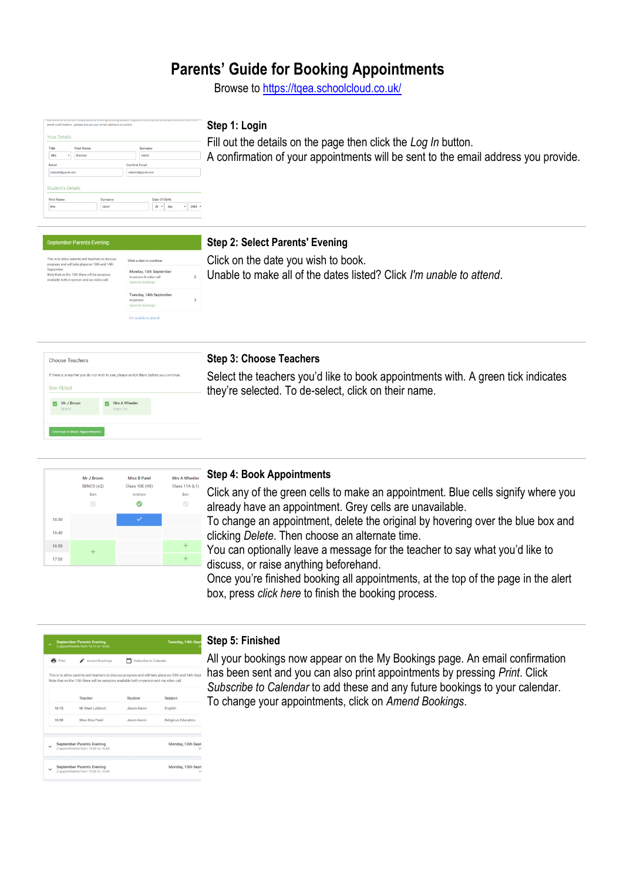# Parents' Guide for Booking Appointments

Browse to [https://tqea.schoolcloud.co.uk/](https://tqea.schoolcloud.co.uk/)

### Step 1: Login

Fill out the details on the page then click the *Log In* button.
A confirmation of your appointments will be sent to the email address you provide.

### Step 2: Select Parents' Evening

Click on the date you wish to book.
Unable to make all of the dates listed? Click *I'm unable to attend*.

### Step 3: Choose Teachers

Select the teachers you'd like to book appointments with. A green tick indicates they're selected. To de-select, click on their name.

### Step 4: Book Appointments

Click any of the green cells to make an appointment. Blue cells signify where you already have an appointment. Grey cells are unavailable.
To change an appointment, delete the original by hovering over the blue box and clicking *Delete*. Then choose an alternate time.
You can optionally leave a message for the teacher to say what you'd like to discuss, or raise anything beforehand.
Once you're finished booking all appointments, at the top of the page in the alert box, press *click here* to finish the booking process.

### Step 5: Finished

All your bookings now appear on the My Bookings page. An email confirmation has been sent and you can also print appointments by pressing *Print*. Click *Subscribe to Calendar* to add these and any future bookings to your calendar.
To change your appointments, click on *Amend Bookings*.